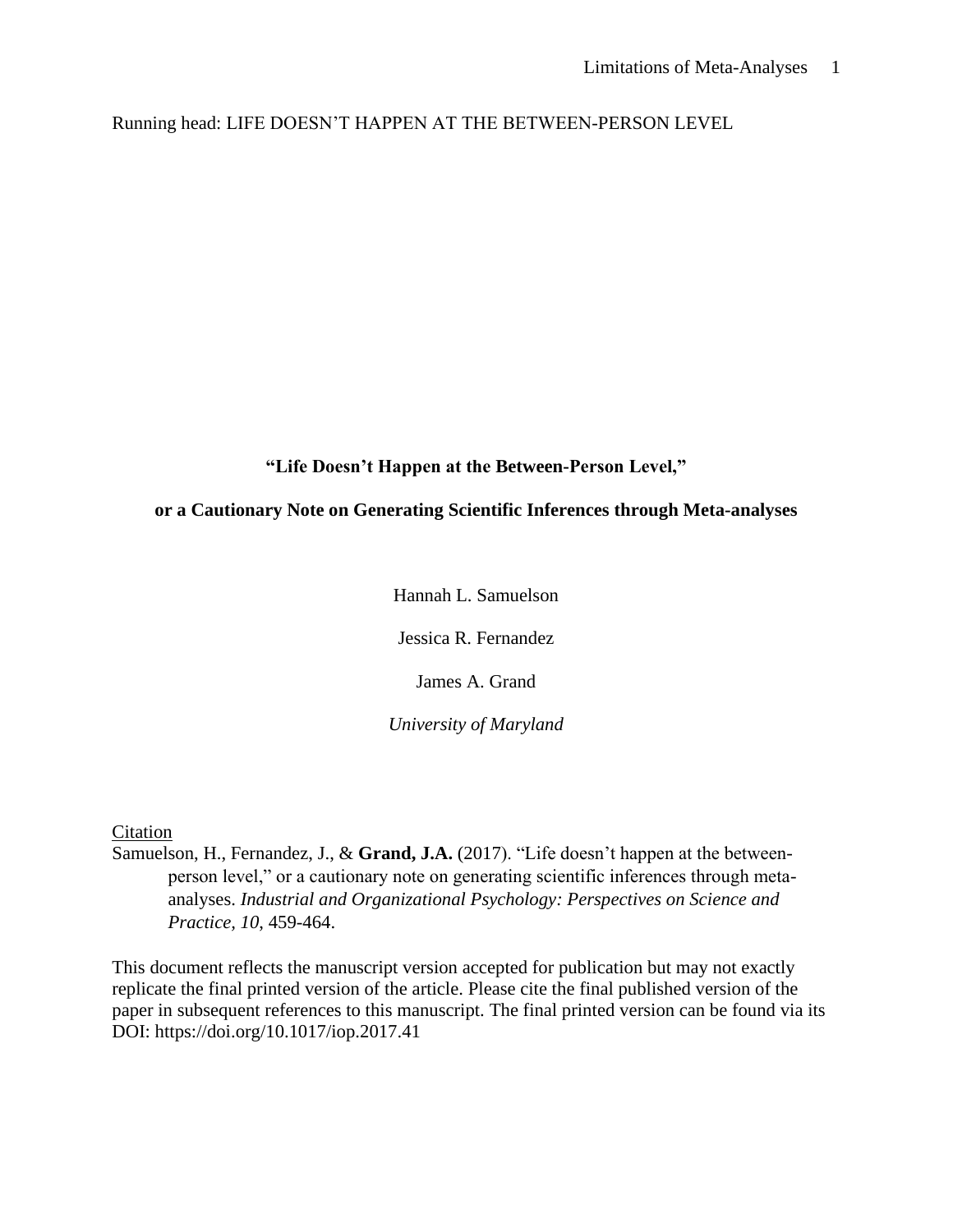Running head: LIFE DOESN'T HAPPEN AT THE BETWEEN-PERSON LEVEL

# "Life Doesn't Happen at the Between-Person Level,"

# or a Cautionary Note on Generating Scientific Inferences through Meta-analyses

Hannah L. Samuelson

Jessica R. Fernandez

James A. Grand

*University of Maryland*

Citation

Samuelson, H., Fernandez, J., & **Grand, J.A.** (2017). "Life doesn't happen at the between-person level," or a cautionary note on generating scientific inferences through meta-analyses. *Industrial and Organizational Psychology: Perspectives on Science and Practice, 10*, 459-464.

This document reflects the manuscript version accepted for publication but may not exactly replicate the final printed version of the article. Please cite the final published version of the paper in subsequent references to this manuscript. The final printed version can be found via its DOI: https://doi.org/10.1017/iop.2017.41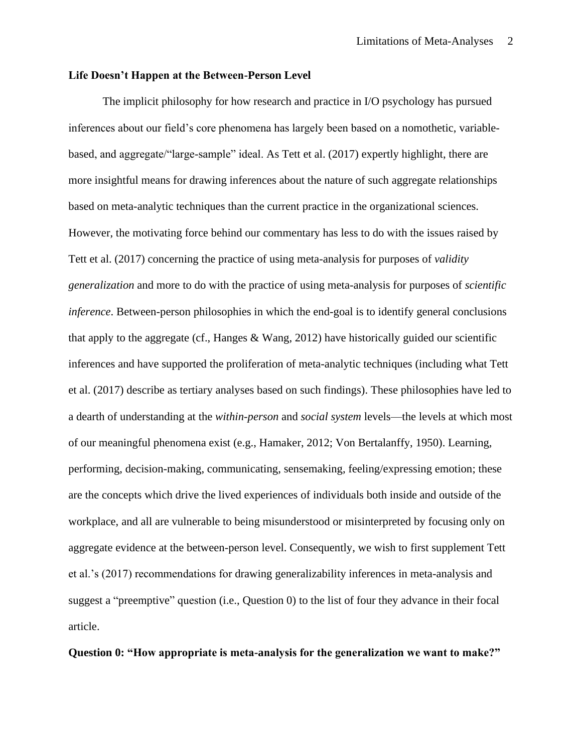**Life Doesn't Happen at the Between-Person Level**

The implicit philosophy for how research and practice in I/O psychology has pursued inferences about our field's core phenomena has largely been based on a nomothetic, variable-based, and aggregate/"large-sample" ideal. As Tett et al. (2017) expertly highlight, there are more insightful means for drawing inferences about the nature of such aggregate relationships based on meta-analytic techniques than the current practice in the organizational sciences. However, the motivating force behind our commentary has less to do with the issues raised by Tett et al. (2017) concerning the practice of using meta-analysis for purposes of *validity generalization* and more to do with the practice of using meta-analysis for purposes of *scientific inference*. Between-person philosophies in which the end-goal is to identify general conclusions that apply to the aggregate (cf., Hanges & Wang, 2012) have historically guided our scientific inferences and have supported the proliferation of meta-analytic techniques (including what Tett et al. (2017) describe as tertiary analyses based on such findings). These philosophies have led to a dearth of understanding at the *within-person* and *social system* levels—the levels at which most of our meaningful phenomena exist (e.g., Hamaker, 2012; Von Bertalanffy, 1950). Learning, performing, decision-making, communicating, sensemaking, feeling/expressing emotion; these are the concepts which drive the lived experiences of individuals both inside and outside of the workplace, and all are vulnerable to being misunderstood or misinterpreted by focusing only on aggregate evidence at the between-person level. Consequently, we wish to first supplement Tett et al.'s (2017) recommendations for drawing generalizability inferences in meta-analysis and suggest a "preemptive" question (i.e., Question 0) to the list of four they advance in their focal article.

**Question 0: "How appropriate is meta-analysis for the generalization we want to make?"**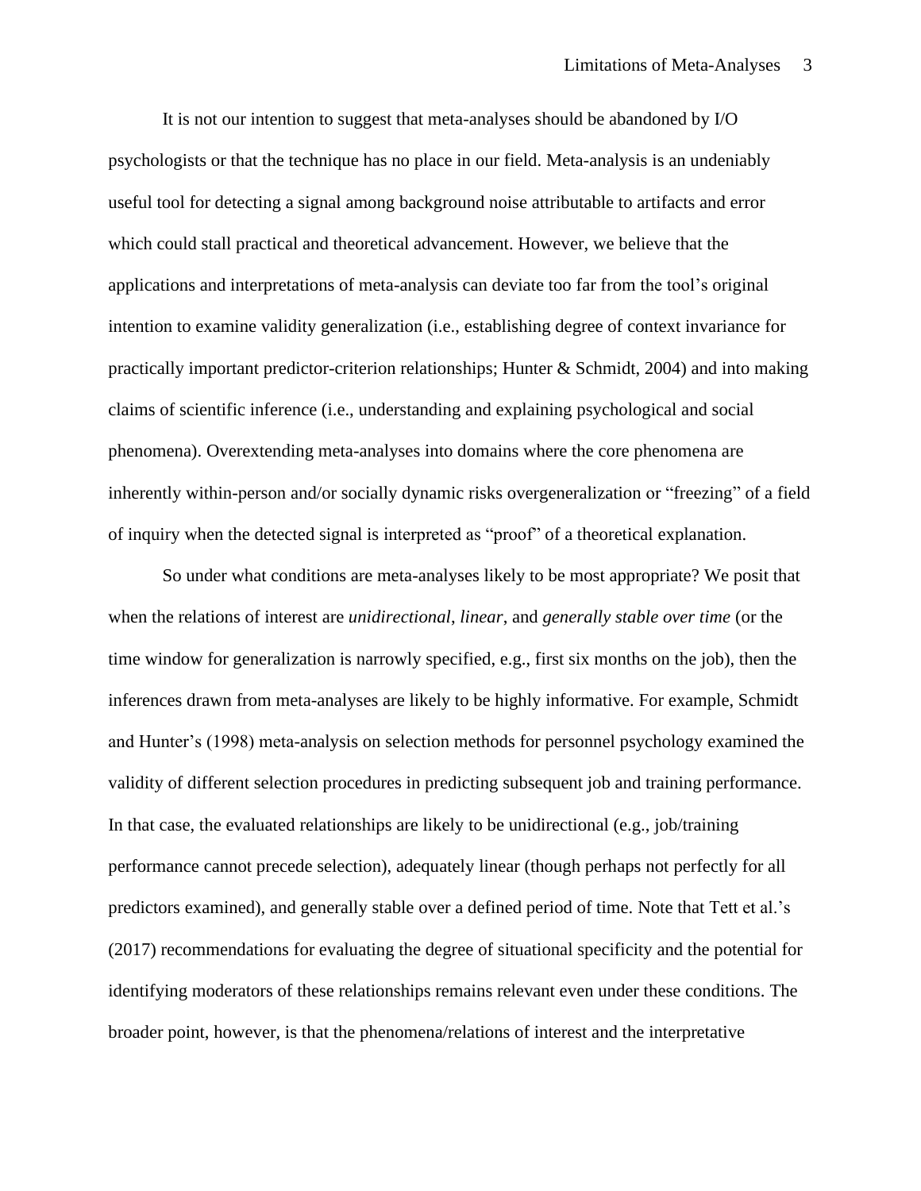It is not our intention to suggest that meta-analyses should be abandoned by I/O psychologists or that the technique has no place in our field. Meta-analysis is an undeniably useful tool for detecting a signal among background noise attributable to artifacts and error which could stall practical and theoretical advancement. However, we believe that the applications and interpretations of meta-analysis can deviate too far from the tool's original intention to examine validity generalization (i.e., establishing degree of context invariance for practically important predictor-criterion relationships; Hunter & Schmidt, 2004) and into making claims of scientific inference (i.e., understanding and explaining psychological and social phenomena). Overextending meta-analyses into domains where the core phenomena are inherently within-person and/or socially dynamic risks overgeneralization or "freezing" of a field of inquiry when the detected signal is interpreted as "proof" of a theoretical explanation.

So under what conditions are meta-analyses likely to be most appropriate? We posit that when the relations of interest are *unidirectional*, *linear*, and *generally stable over time* (or the time window for generalization is narrowly specified, e.g., first six months on the job), then the inferences drawn from meta-analyses are likely to be highly informative. For example, Schmidt and Hunter's (1998) meta-analysis on selection methods for personnel psychology examined the validity of different selection procedures in predicting subsequent job and training performance. In that case, the evaluated relationships are likely to be unidirectional (e.g., job/training performance cannot precede selection), adequately linear (though perhaps not perfectly for all predictors examined), and generally stable over a defined period of time. Note that Tett et al.'s (2017) recommendations for evaluating the degree of situational specificity and the potential for identifying moderators of these relationships remains relevant even under these conditions. The broader point, however, is that the phenomena/relations of interest and the interpretative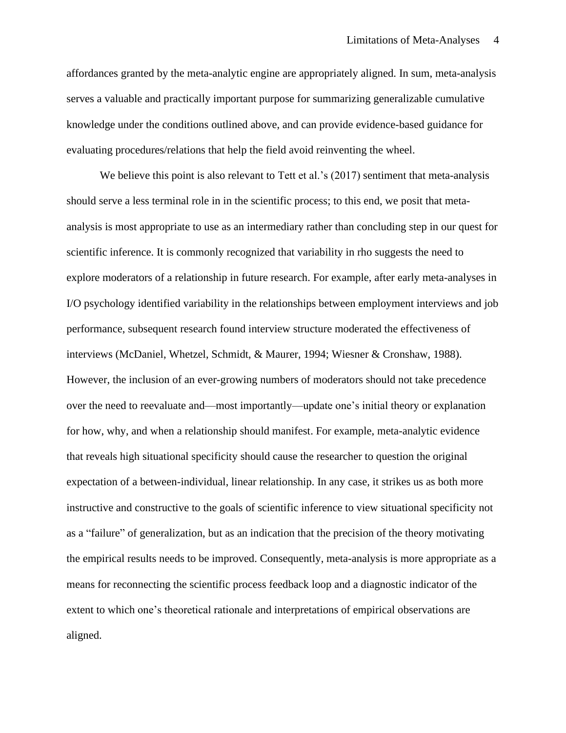affordances granted by the meta-analytic engine are appropriately aligned. In sum, meta-analysis serves a valuable and practically important purpose for summarizing generalizable cumulative knowledge under the conditions outlined above, and can provide evidence-based guidance for evaluating procedures/relations that help the field avoid reinventing the wheel.

We believe this point is also relevant to Tett et al.'s (2017) sentiment that meta-analysis should serve a less terminal role in in the scientific process; to this end, we posit that meta-analysis is most appropriate to use as an intermediary rather than concluding step in our quest for scientific inference. It is commonly recognized that variability in rho suggests the need to explore moderators of a relationship in future research. For example, after early meta-analyses in I/O psychology identified variability in the relationships between employment interviews and job performance, subsequent research found interview structure moderated the effectiveness of interviews (McDaniel, Whetzel, Schmidt, & Maurer, 1994; Wiesner & Cronshaw, 1988). However, the inclusion of an ever-growing numbers of moderators should not take precedence over the need to reevaluate and—most importantly—update one's initial theory or explanation for how, why, and when a relationship should manifest. For example, meta-analytic evidence that reveals high situational specificity should cause the researcher to question the original expectation of a between-individual, linear relationship. In any case, it strikes us as both more instructive and constructive to the goals of scientific inference to view situational specificity not as a "failure" of generalization, but as an indication that the precision of the theory motivating the empirical results needs to be improved. Consequently, meta-analysis is more appropriate as a means for reconnecting the scientific process feedback loop and a diagnostic indicator of the extent to which one's theoretical rationale and interpretations of empirical observations are aligned.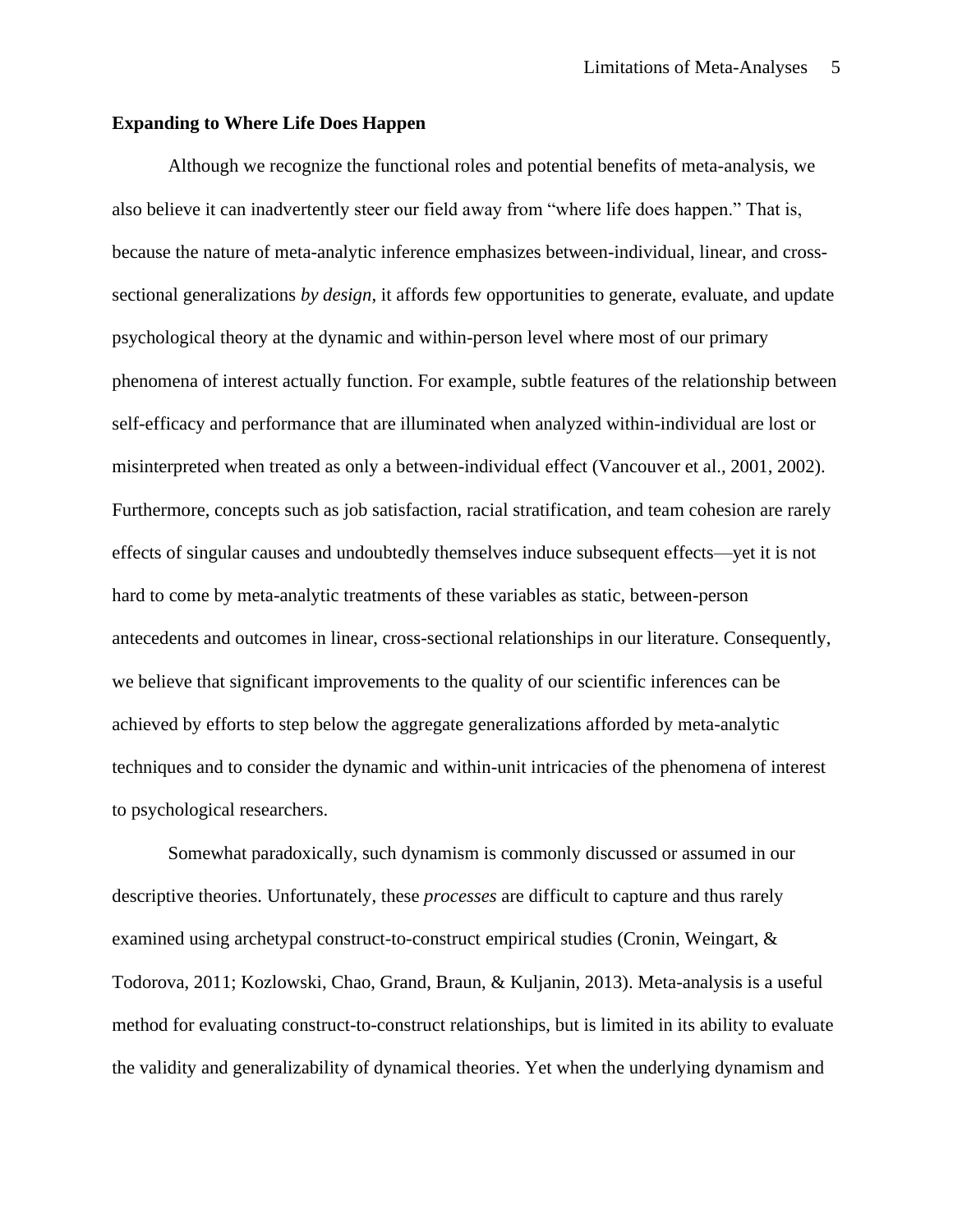## Expanding to Where Life Does Happen

Although we recognize the functional roles and potential benefits of meta-analysis, we also believe it can inadvertently steer our field away from "where life does happen." That is, because the nature of meta-analytic inference emphasizes between-individual, linear, and cross-sectional generalizations *by design*, it affords few opportunities to generate, evaluate, and update psychological theory at the dynamic and within-person level where most of our primary phenomena of interest actually function. For example, subtle features of the relationship between self-efficacy and performance that are illuminated when analyzed within-individual are lost or misinterpreted when treated as only a between-individual effect (Vancouver et al., 2001, 2002). Furthermore, concepts such as job satisfaction, racial stratification, and team cohesion are rarely effects of singular causes and undoubtedly themselves induce subsequent effects—yet it is not hard to come by meta-analytic treatments of these variables as static, between-person antecedents and outcomes in linear, cross-sectional relationships in our literature. Consequently, we believe that significant improvements to the quality of our scientific inferences can be achieved by efforts to step below the aggregate generalizations afforded by meta-analytic techniques and to consider the dynamic and within-unit intricacies of the phenomena of interest to psychological researchers.

Somewhat paradoxically, such dynamism is commonly discussed or assumed in our descriptive theories. Unfortunately, these *processes* are difficult to capture and thus rarely examined using archetypal construct-to-construct empirical studies (Cronin, Weingart, & Todorova, 2011; Kozlowski, Chao, Grand, Braun, & Kuljanin, 2013). Meta-analysis is a useful method for evaluating construct-to-construct relationships, but is limited in its ability to evaluate the validity and generalizability of dynamical theories. Yet when the underlying dynamism and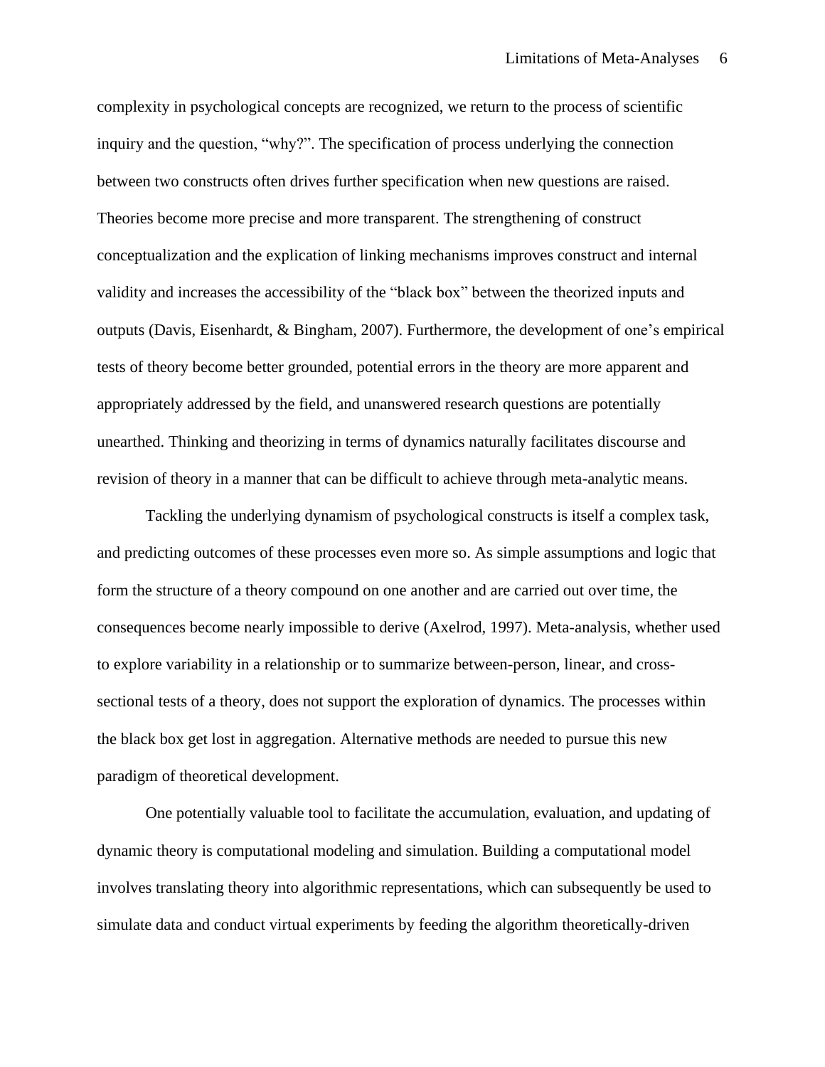complexity in psychological concepts are recognized, we return to the process of scientific inquiry and the question, "why?". The specification of process underlying the connection between two constructs often drives further specification when new questions are raised. Theories become more precise and more transparent. The strengthening of construct conceptualization and the explication of linking mechanisms improves construct and internal validity and increases the accessibility of the "black box" between the theorized inputs and outputs (Davis, Eisenhardt, & Bingham, 2007). Furthermore, the development of one's empirical tests of theory become better grounded, potential errors in the theory are more apparent and appropriately addressed by the field, and unanswered research questions are potentially unearthed. Thinking and theorizing in terms of dynamics naturally facilitates discourse and revision of theory in a manner that can be difficult to achieve through meta-analytic means.

Tackling the underlying dynamism of psychological constructs is itself a complex task, and predicting outcomes of these processes even more so. As simple assumptions and logic that form the structure of a theory compound on one another and are carried out over time, the consequences become nearly impossible to derive (Axelrod, 1997). Meta-analysis, whether used to explore variability in a relationship or to summarize between-person, linear, and cross-sectional tests of a theory, does not support the exploration of dynamics. The processes within the black box get lost in aggregation. Alternative methods are needed to pursue this new paradigm of theoretical development.

One potentially valuable tool to facilitate the accumulation, evaluation, and updating of dynamic theory is computational modeling and simulation. Building a computational model involves translating theory into algorithmic representations, which can subsequently be used to simulate data and conduct virtual experiments by feeding the algorithm theoretically-driven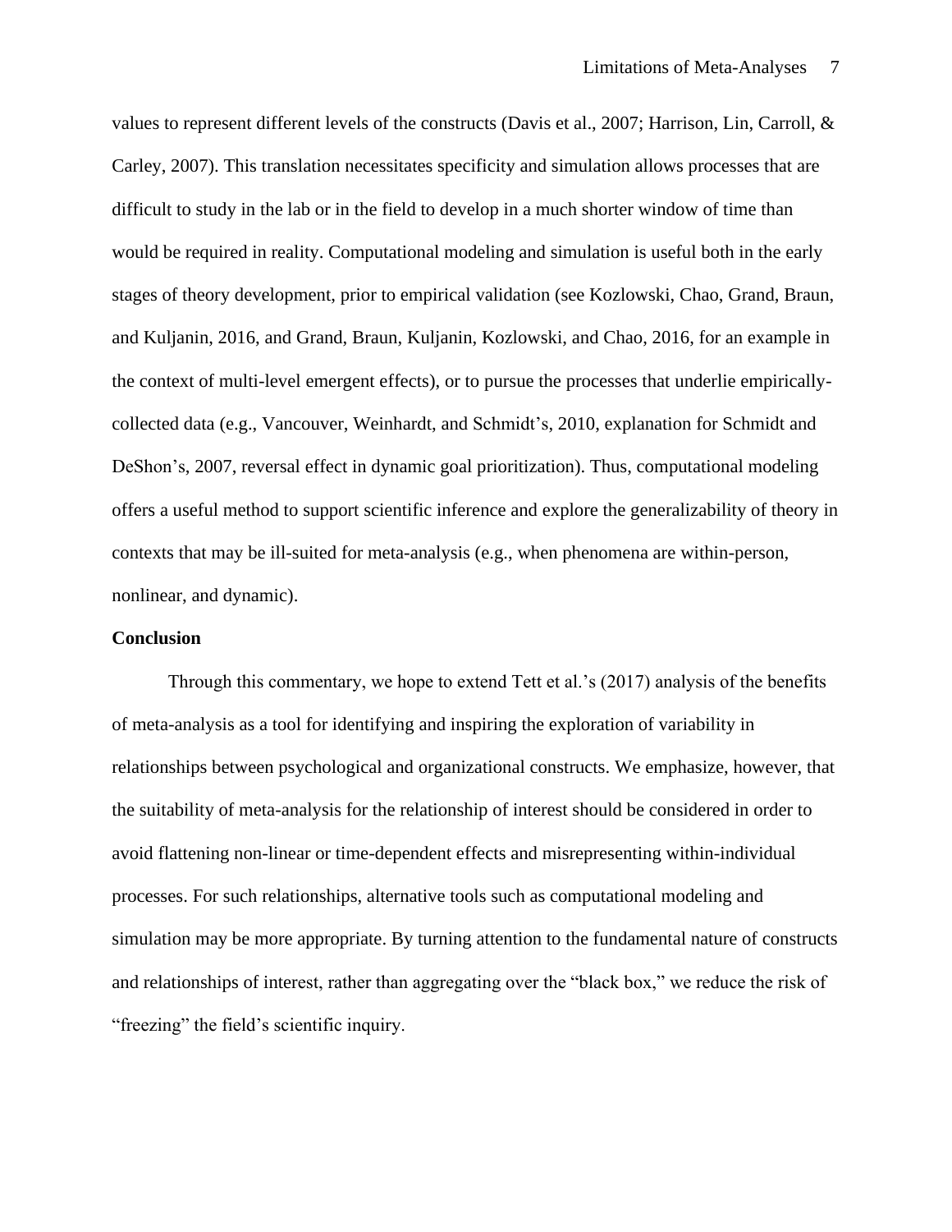values to represent different levels of the constructs (Davis et al., 2007; Harrison, Lin, Carroll, & Carley, 2007). This translation necessitates specificity and simulation allows processes that are difficult to study in the lab or in the field to develop in a much shorter window of time than would be required in reality. Computational modeling and simulation is useful both in the early stages of theory development, prior to empirical validation (see Kozlowski, Chao, Grand, Braun, and Kuljanin, 2016, and Grand, Braun, Kuljanin, Kozlowski, and Chao, 2016, for an example in the context of multi-level emergent effects), or to pursue the processes that underlie empirically-collected data (e.g., Vancouver, Weinhardt, and Schmidt's, 2010, explanation for Schmidt and DeShon's, 2007, reversal effect in dynamic goal prioritization). Thus, computational modeling offers a useful method to support scientific inference and explore the generalizability of theory in contexts that may be ill-suited for meta-analysis (e.g., when phenomena are within-person, nonlinear, and dynamic).

**Conclusion**

Through this commentary, we hope to extend Tett et al.'s (2017) analysis of the benefits of meta-analysis as a tool for identifying and inspiring the exploration of variability in relationships between psychological and organizational constructs. We emphasize, however, that the suitability of meta-analysis for the relationship of interest should be considered in order to avoid flattening non-linear or time-dependent effects and misrepresenting within-individual processes. For such relationships, alternative tools such as computational modeling and simulation may be more appropriate. By turning attention to the fundamental nature of constructs and relationships of interest, rather than aggregating over the "black box," we reduce the risk of "freezing" the field's scientific inquiry.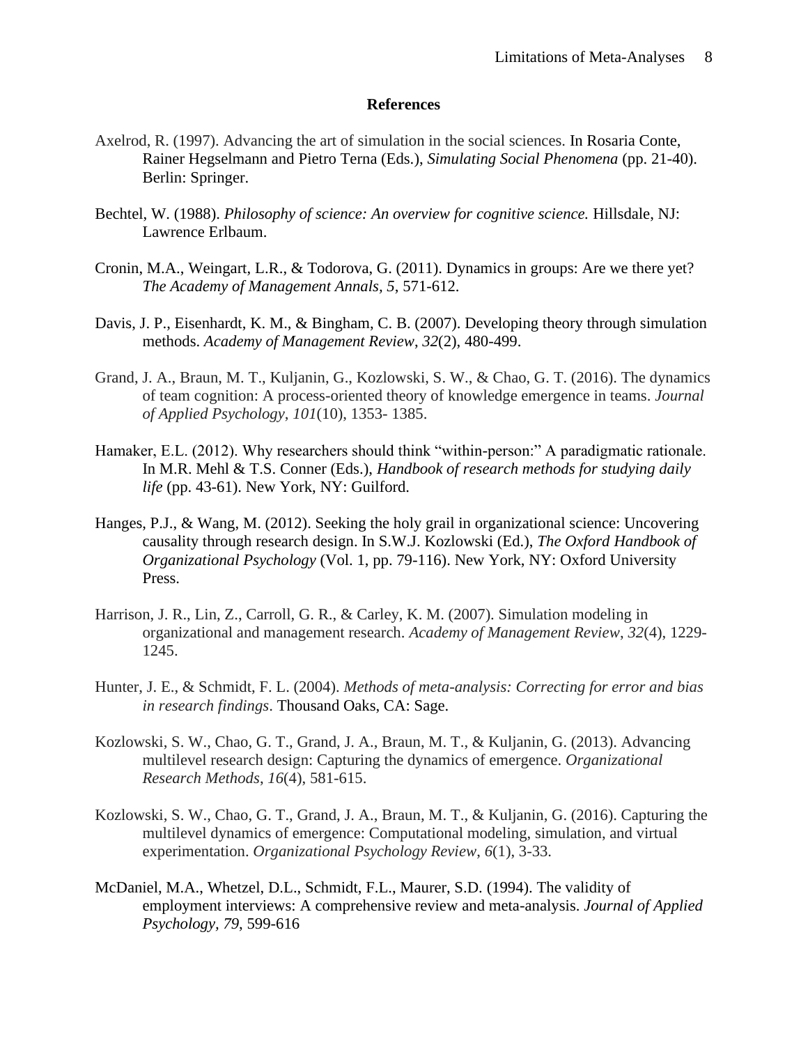# References

Axelrod, R. (1997). Advancing the art of simulation in the social sciences. In Rosaria Conte, Rainer Hegselmann and Pietro Terna (Eds.), *Simulating Social Phenomena* (pp. 21-40). Berlin: Springer.

Bechtel, W. (1988). *Philosophy of science: An overview for cognitive science.* Hillsdale, NJ: Lawrence Erlbaum.

Cronin, M.A., Weingart, L.R., & Todorova, G. (2011). Dynamics in groups: Are we there yet? *The Academy of Management Annals, 5*, 571-612.

Davis, J. P., Eisenhardt, K. M., & Bingham, C. B. (2007). Developing theory through simulation methods. *Academy of Management Review*, *32*(2), 480-499.

Grand, J. A., Braun, M. T., Kuljanin, G., Kozlowski, S. W., & Chao, G. T. (2016). The dynamics of team cognition: A process-oriented theory of knowledge emergence in teams. *Journal of Applied Psychology*, *101*(10), 1353- 1385.

Hamaker, E.L. (2012). Why researchers should think "within-person:" A paradigmatic rationale. In M.R. Mehl & T.S. Conner (Eds.), *Handbook of research methods for studying daily life* (pp. 43-61). New York, NY: Guilford.

Hanges, P.J., & Wang, M. (2012). Seeking the holy grail in organizational science: Uncovering causality through research design. In S.W.J. Kozlowski (Ed.), *The Oxford Handbook of Organizational Psychology* (Vol. 1, pp. 79-116). New York, NY: Oxford University Press.

Harrison, J. R., Lin, Z., Carroll, G. R., & Carley, K. M. (2007). Simulation modeling in organizational and management research. *Academy of Management Review*, *32*(4), 1229-1245.

Hunter, J. E., & Schmidt, F. L. (2004). *Methods of meta-analysis: Correcting for error and bias in research findings*. Thousand Oaks, CA: Sage.

Kozlowski, S. W., Chao, G. T., Grand, J. A., Braun, M. T., & Kuljanin, G. (2013). Advancing multilevel research design: Capturing the dynamics of emergence. *Organizational Research Methods*, *16*(4), 581-615.

Kozlowski, S. W., Chao, G. T., Grand, J. A., Braun, M. T., & Kuljanin, G. (2016). Capturing the multilevel dynamics of emergence: Computational modeling, simulation, and virtual experimentation. *Organizational Psychology Review*, *6*(1), 3-33.

McDaniel, M.A., Whetzel, D.L., Schmidt, F.L., Maurer, S.D. (1994). The validity of employment interviews: A comprehensive review and meta-analysis. *Journal of Applied Psychology, 79*, 599-616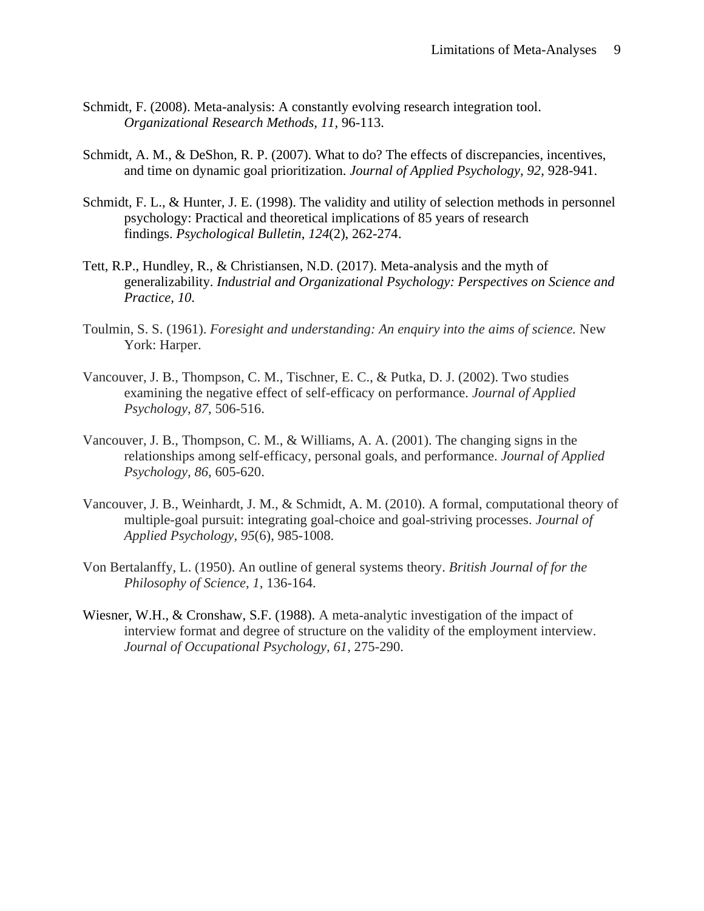Schmidt, F. (2008). Meta-analysis: A constantly evolving research integration tool. *Organizational Research Methods, 11*, 96-113.

Schmidt, A. M., & DeShon, R. P. (2007). What to do? The effects of discrepancies, incentives, and time on dynamic goal prioritization. *Journal of Applied Psychology, 92,* 928-941.

Schmidt, F. L., & Hunter, J. E. (1998). The validity and utility of selection methods in personnel psychology: Practical and theoretical implications of 85 years of research findings. *Psychological Bulletin, 124*(2), 262-274.

Tett, R.P., Hundley, R., & Christiansen, N.D. (2017). Meta-analysis and the myth of generalizability. *Industrial and Organizational Psychology: Perspectives on Science and Practice, 10.*

Toulmin, S. S. (1961). *Foresight and understanding: An enquiry into the aims of science.* New York: Harper.

Vancouver, J. B., Thompson, C. M., Tischner, E. C., & Putka, D. J. (2002). Two studies examining the negative effect of self-efficacy on performance. *Journal of Applied Psychology, 87*, 506-516.

Vancouver, J. B., Thompson, C. M., & Williams, A. A. (2001). The changing signs in the relationships among self-efficacy, personal goals, and performance. *Journal of Applied Psychology, 86*, 605-620.

Vancouver, J. B., Weinhardt, J. M., & Schmidt, A. M. (2010). A formal, computational theory of multiple-goal pursuit: integrating goal-choice and goal-striving processes. *Journal of Applied Psychology*, *95*(6), 985-1008.

Von Bertalanffy, L. (1950). An outline of general systems theory. *British Journal of for the Philosophy of Science, 1*, 136-164.

Wiesner, W.H., & Cronshaw, S.F. (1988). A meta-analytic investigation of the impact of interview format and degree of structure on the validity of the employment interview. *Journal of Occupational Psychology, 61*, 275-290.